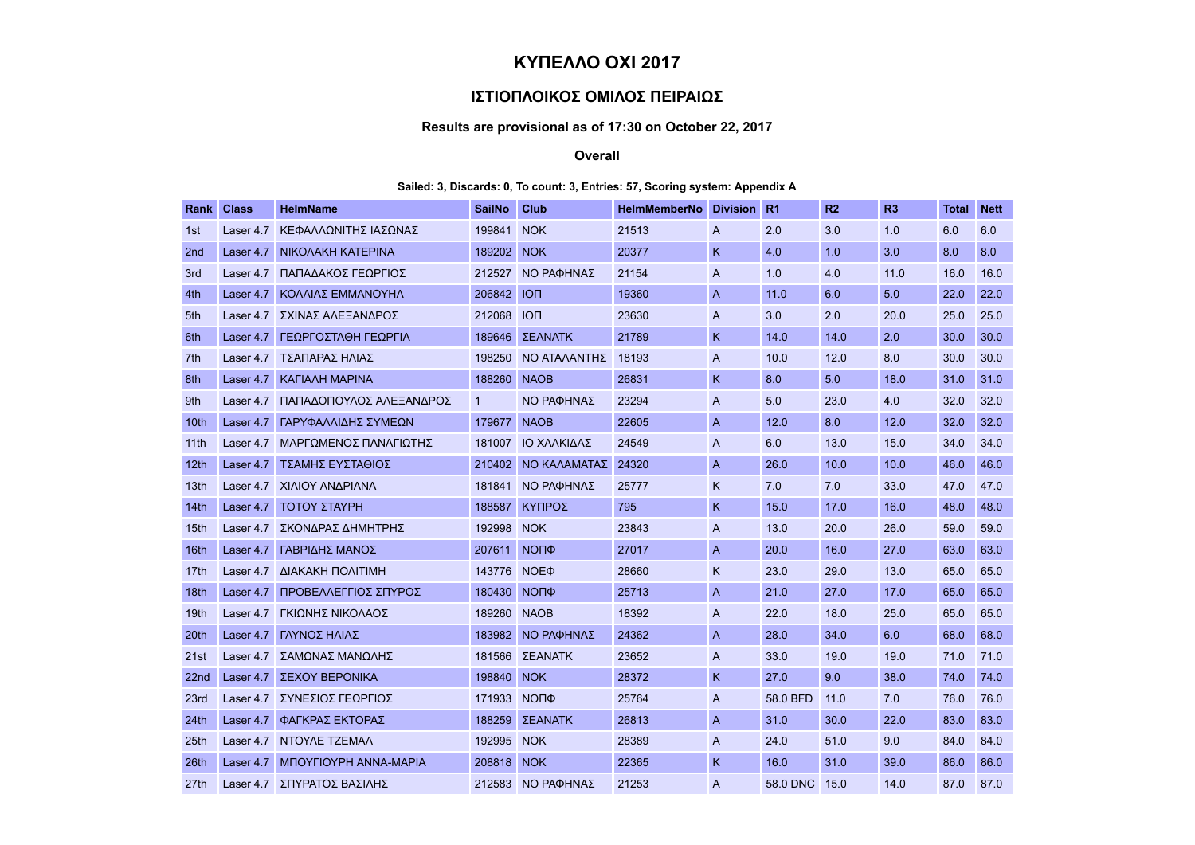# ΚΥΠΕΛΛΟ ΟΧΙ 2017

## ΙΣΤΙΟΠΛΟΙΚΟΣ ΟΜΙΛΟΣ ΠΕΙΡΑΙΩΣ

**Results are provisional as of 17:30 on October 22, 2017**

**Overall**

**Sailed: 3, Discards: 0, To count: 3, Entries: 57, Scoring system: Appendix A**

| Rank | Class | HelmName | SailNo | Club | HelmMemberNo | Division | R1 | R2 | R3 | Total | Nett |
|---|---|---|---|---|---|---|---|---|---|---|---|
| 1st | Laser 4.7 | ΚΕΦΑΛΛΩΝΙΤΗΣ ΙΑΣΩΝΑΣ | 199841 | ΝΟΚ | 21513 | Α | 2.0 | 3.0 | 1.0 | 6.0 | 6.0 |
| 2nd | Laser 4.7 | ΝΙΚΟΛΑΚΗ ΚΑΤΕΡΙΝΑ | 189202 | ΝΟΚ | 20377 | Κ | 4.0 | 1.0 | 3.0 | 8.0 | 8.0 |
| 3rd | Laser 4.7 | ΠΑΠΑΔΑΚΟΣ ΓΕΩΡΓΙΟΣ | 212527 | ΝΟ ΡΑΦΗΝΑΣ | 21154 | Α | 1.0 | 4.0 | 11.0 | 16.0 | 16.0 |
| 4th | Laser 4.7 | ΚΟΛΛΙΑΣ ΕΜΜΑΝΟΥΗΛ | 206842 | ΙΟΠ | 19360 | Α | 11.0 | 6.0 | 5.0 | 22.0 | 22.0 |
| 5th | Laser 4.7 | ΣΧΙΝΑΣ ΑΛΕΞΑΝΔΡΟΣ | 212068 | ΙΟΠ | 23630 | Α | 3.0 | 2.0 | 20.0 | 25.0 | 25.0 |
| 6th | Laser 4.7 | ΓΕΩΡΓΟΣΤΑΘΗ ΓΕΩΡΓΙΑ | 189646 | ΣΕΑΝΑΤΚ | 21789 | Κ | 14.0 | 14.0 | 2.0 | 30.0 | 30.0 |
| 7th | Laser 4.7 | ΤΣΑΠΑΡΑΣ ΗΛΙΑΣ | 198250 | ΝΟ ΑΤΑΛΑΝΤΗΣ | 18193 | Α | 10.0 | 12.0 | 8.0 | 30.0 | 30.0 |
| 8th | Laser 4.7 | ΚΑΓΙΑΛΗ ΜΑΡΙΝΑ | 188260 | ΝΑΟΒ | 26831 | Κ | 8.0 | 5.0 | 18.0 | 31.0 | 31.0 |
| 9th | Laser 4.7 | ΠΑΠΑΔΟΠΟΥΛΟΣ ΑΛΕΞΑΝΔΡΟΣ | 1 | ΝΟ ΡΑΦΗΝΑΣ | 23294 | Α | 5.0 | 23.0 | 4.0 | 32.0 | 32.0 |
| 10th | Laser 4.7 | ΓΑΡΥΦΑΛΛΙΔΗΣ ΣΥΜΕΩΝ | 179677 | ΝΑΟΒ | 22605 | Α | 12.0 | 8.0 | 12.0 | 32.0 | 32.0 |
| 11th | Laser 4.7 | ΜΑΡΓΩΜΕΝΟΣ ΠΑΝΑΓΙΩΤΗΣ | 181007 | ΙΟ ΧΑΛΚΙΔΑΣ | 24549 | Α | 6.0 | 13.0 | 15.0 | 34.0 | 34.0 |
| 12th | Laser 4.7 | ΤΣΑΜΗΣ ΕΥΣΤΑΘΙΟΣ | 210402 | ΝΟ ΚΑΛΑΜΑΤΑΣ | 24320 | Α | 26.0 | 10.0 | 10.0 | 46.0 | 46.0 |
| 13th | Laser 4.7 | ΧΙΛΙΟΥ ΑΝΔΡΙΑΝΑ | 181841 | ΝΟ ΡΑΦΗΝΑΣ | 25777 | Κ | 7.0 | 7.0 | 33.0 | 47.0 | 47.0 |
| 14th | Laser 4.7 | ΤΟΤΟΥ ΣΤΑΥΡΗ | 188587 | ΚΥΠΡΟΣ | 795 | Κ | 15.0 | 17.0 | 16.0 | 48.0 | 48.0 |
| 15th | Laser 4.7 | ΣΚΟΝΔΡΑΣ ΔΗΜΗΤΡΗΣ | 192998 | ΝΟΚ | 23843 | Α | 13.0 | 20.0 | 26.0 | 59.0 | 59.0 |
| 16th | Laser 4.7 | ΓΑΒΡΙΔΗΣ ΜΑΝΟΣ | 207611 | ΝΟΠΦ | 27017 | Α | 20.0 | 16.0 | 27.0 | 63.0 | 63.0 |
| 17th | Laser 4.7 | ΔΙΑΚΑΚΗ ΠΟΛΙΤΙΜΗ | 143776 | ΝΟΕΦ | 28660 | Κ | 23.0 | 29.0 | 13.0 | 65.0 | 65.0 |
| 18th | Laser 4.7 | ΠΡΟΒΕΛΛΕΓΓΙΟΣ ΣΠΥΡΟΣ | 180430 | ΝΟΠΦ | 25713 | Α | 21.0 | 27.0 | 17.0 | 65.0 | 65.0 |
| 19th | Laser 4.7 | ΓΚΙΩΝΗΣ ΝΙΚΟΛΑΟΣ | 189260 | ΝΑΟΒ | 18392 | Α | 22.0 | 18.0 | 25.0 | 65.0 | 65.0 |
| 20th | Laser 4.7 | ΓΛΥΝΟΣ ΗΛΙΑΣ | 183982 | ΝΟ ΡΑΦΗΝΑΣ | 24362 | Α | 28.0 | 34.0 | 6.0 | 68.0 | 68.0 |
| 21st | Laser 4.7 | ΣΑΜΩΝΑΣ ΜΑΝΩΛΗΣ | 181566 | ΣΕΑΝΑΤΚ | 23652 | Α | 33.0 | 19.0 | 19.0 | 71.0 | 71.0 |
| 22nd | Laser 4.7 | ΣΕΧΟΥ ΒΕΡΟΝΙΚΑ | 198840 | ΝΟΚ | 28372 | Κ | 27.0 | 9.0 | 38.0 | 74.0 | 74.0 |
| 23rd | Laser 4.7 | ΣΥΝΕΣΙΟΣ ΓΕΩΡΓΙΟΣ | 171933 | ΝΟΠΦ | 25764 | Α | 58.0 BFD | 11.0 | 7.0 | 76.0 | 76.0 |
| 24th | Laser 4.7 | ΦΑΓΚΡΑΣ ΕΚΤΟΡΑΣ | 188259 | ΣΕΑΝΑΤΚ | 26813 | Α | 31.0 | 30.0 | 22.0 | 83.0 | 83.0 |
| 25th | Laser 4.7 | ΝΤΟΥΛΕ ΤΖΕΜΑΛ | 192995 | ΝΟΚ | 28389 | Α | 24.0 | 51.0 | 9.0 | 84.0 | 84.0 |
| 26th | Laser 4.7 | ΜΠΟΥΓΙΟΥΡΗ ΑΝΝΑ-ΜΑΡΙΑ | 208818 | ΝΟΚ | 22365 | Κ | 16.0 | 31.0 | 39.0 | 86.0 | 86.0 |
| 27th | Laser 4.7 | ΣΠΥΡΑΤΟΣ ΒΑΣΙΛΗΣ | 212583 | ΝΟ ΡΑΦΗΝΑΣ | 21253 | Α | 58.0 DNC | 15.0 | 14.0 | 87.0 | 87.0 |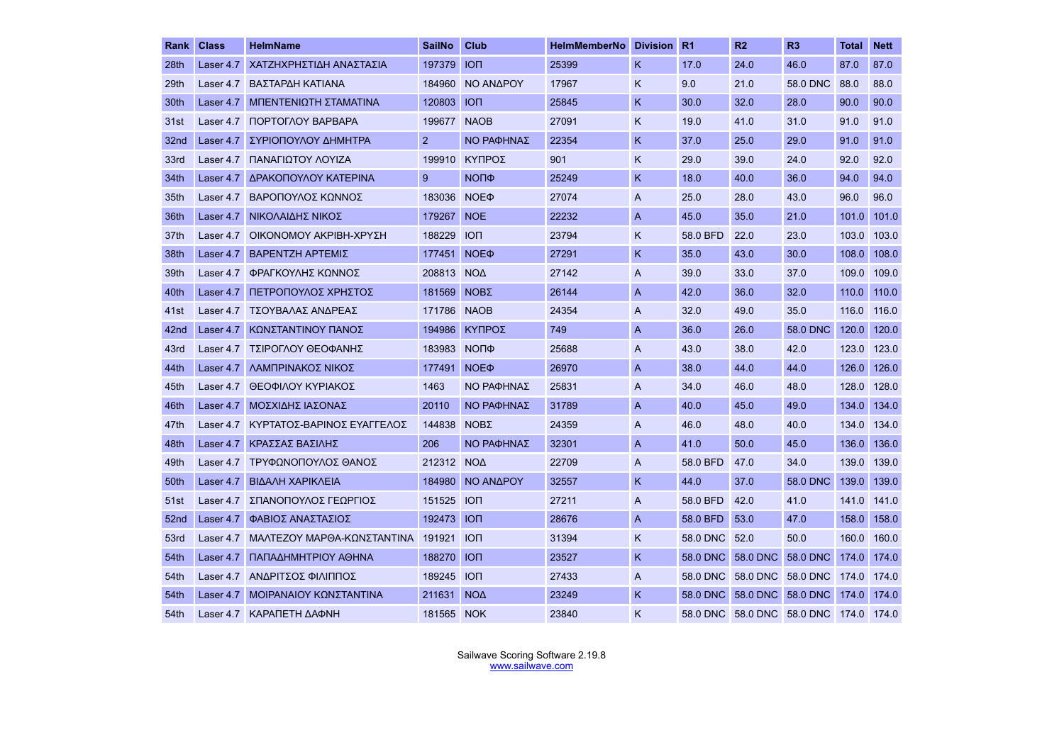| Rank | Class | HelmName | SailNo | Club | HelmMemberNo | Division | R1 | R2 | R3 | Total | Nett |
|---|---|---|---|---|---|---|---|---|---|---|---|
| 28th | Laser 4.7 | ΧΑΤΖΗΧΡΗΣΤΙΔΗ ΑΝΑΣΤΑΣΙΑ | 197379 | ΙΟΠ | 25399 | K | 17.0 | 24.0 | 46.0 | 87.0 | 87.0 |
| 29th | Laser 4.7 | ΒΑΣΤΑΡΔΗ ΚΑΤΙΑΝΑ | 184960 | ΝΟ ΑΝΔΡΟΥ | 17967 | K | 9.0 | 21.0 | 58.0 DNC | 88.0 | 88.0 |
| 30th | Laser 4.7 | ΜΠΕΝΤΕΝΙΩΤΗ ΣΤΑΜΑΤΙΝΑ | 120803 | ΙΟΠ | 25845 | K | 30.0 | 32.0 | 28.0 | 90.0 | 90.0 |
| 31st | Laser 4.7 | ΠΟΡΤΟΓΛΟΥ ΒΑΡΒΑΡΑ | 199677 | ΝΑΟΒ | 27091 | K | 19.0 | 41.0 | 31.0 | 91.0 | 91.0 |
| 32nd | Laser 4.7 | ΣΥΡΙΟΠΟΥΛΟΥ ΔΗΜΗΤΡΑ | 2 | ΝΟ ΡΑΦΗΝΑΣ | 22354 | K | 37.0 | 25.0 | 29.0 | 91.0 | 91.0 |
| 33rd | Laser 4.7 | ΠΑΝΑΓΙΩΤΟΥ ΛΟΥΙΖΑ | 199910 | ΚΥΠΡΟΣ | 901 | K | 29.0 | 39.0 | 24.0 | 92.0 | 92.0 |
| 34th | Laser 4.7 | ΔΡΑΚΟΠΟΥΛΟΥ ΚΑΤΕΡΙΝΑ | 9 | ΝΟΠΦ | 25249 | K | 18.0 | 40.0 | 36.0 | 94.0 | 94.0 |
| 35th | Laser 4.7 | ΒΑΡΟΠΟΥΛΟΣ ΚΩΝΝΟΣ | 183036 | ΝΟΕΦ | 27074 | A | 25.0 | 28.0 | 43.0 | 96.0 | 96.0 |
| 36th | Laser 4.7 | ΝΙΚΟΛΑΙΔΗΣ ΝΙΚΟΣ | 179267 | ΝΟΕ | 22232 | A | 45.0 | 35.0 | 21.0 | 101.0 | 101.0 |
| 37th | Laser 4.7 | ΟΙΚΟΝΟΜΟΥ ΑΚΡΙΒΗ-ΧΡΥΣΗ | 188229 | ΙΟΠ | 23794 | K | 58.0 BFD | 22.0 | 23.0 | 103.0 | 103.0 |
| 38th | Laser 4.7 | ΒΑΡΕΝΤΖΗ ΑΡΤΕΜΙΣ | 177451 | ΝΟΕΦ | 27291 | K | 35.0 | 43.0 | 30.0 | 108.0 | 108.0 |
| 39th | Laser 4.7 | ΦΡΑΓΚΟΥΛΗΣ ΚΩΝΝΟΣ | 208813 | ΝΟΔ | 27142 | A | 39.0 | 33.0 | 37.0 | 109.0 | 109.0 |
| 40th | Laser 4.7 | ΠΕΤΡΟΠΟΥΛΟΣ ΧΡΗΣΤΟΣ | 181569 | ΝΟΒΣ | 26144 | A | 42.0 | 36.0 | 32.0 | 110.0 | 110.0 |
| 41st | Laser 4.7 | ΤΣΟΥΒΑΛΑΣ ΑΝΔΡΕΑΣ | 171786 | ΝΑΟΒ | 24354 | A | 32.0 | 49.0 | 35.0 | 116.0 | 116.0 |
| 42nd | Laser 4.7 | ΚΩΝΣΤΑΝΤΙΝΟΥ ΠΑΝΟΣ | 194986 | ΚΥΠΡΟΣ | 749 | A | 36.0 | 26.0 | 58.0 DNC | 120.0 | 120.0 |
| 43rd | Laser 4.7 | ΤΣΙΡΟΓΛΟΥ ΘΕΟΦΑΝΗΣ | 183983 | ΝΟΠΦ | 25688 | A | 43.0 | 38.0 | 42.0 | 123.0 | 123.0 |
| 44th | Laser 4.7 | ΛΑΜΠΡΙΝΑΚΟΣ ΝΙΚΟΣ | 177491 | ΝΟΕΦ | 26970 | A | 38.0 | 44.0 | 44.0 | 126.0 | 126.0 |
| 45th | Laser 4.7 | ΘΕΟΦΙΛΟΥ ΚΥΡΙΑΚΟΣ | 1463 | ΝΟ ΡΑΦΗΝΑΣ | 25831 | A | 34.0 | 46.0 | 48.0 | 128.0 | 128.0 |
| 46th | Laser 4.7 | ΜΟΣΧΙΔΗΣ ΙΑΣΟΝΑΣ | 20110 | ΝΟ ΡΑΦΗΝΑΣ | 31789 | A | 40.0 | 45.0 | 49.0 | 134.0 | 134.0 |
| 47th | Laser 4.7 | ΚΥΡΤΑΤΟΣ-ΒΑΡΙΝΟΣ ΕΥΑΓΓΕΛΟΣ | 144838 | ΝΟΒΣ | 24359 | A | 46.0 | 48.0 | 40.0 | 134.0 | 134.0 |
| 48th | Laser 4.7 | ΚΡΑΣΣΑΣ ΒΑΣΙΛΗΣ | 206 | ΝΟ ΡΑΦΗΝΑΣ | 32301 | A | 41.0 | 50.0 | 45.0 | 136.0 | 136.0 |
| 49th | Laser 4.7 | ΤΡΥΦΩΝΟΠΟΥΛΟΣ ΘΑΝΟΣ | 212312 | ΝΟΔ | 22709 | A | 58.0 BFD | 47.0 | 34.0 | 139.0 | 139.0 |
| 50th | Laser 4.7 | ΒΙΔΑΛΗ ΧΑΡΙΚΛΕΙΑ | 184980 | ΝΟ ΑΝΔΡΟΥ | 32557 | K | 44.0 | 37.0 | 58.0 DNC | 139.0 | 139.0 |
| 51st | Laser 4.7 | ΣΠΑΝΟΠΟΥΛΟΣ ΓΕΩΡΓΙΟΣ | 151525 | ΙΟΠ | 27211 | A | 58.0 BFD | 42.0 | 41.0 | 141.0 | 141.0 |
| 52nd | Laser 4.7 | ΦΑΒΙΟΣ ΑΝΑΣΤΑΣΙΟΣ | 192473 | ΙΟΠ | 28676 | A | 58.0 BFD | 53.0 | 47.0 | 158.0 | 158.0 |
| 53rd | Laser 4.7 | ΜΑΛΤΕΖΟΥ ΜΑΡΘΑ-ΚΩΝΣΤΑΝΤΙΝΑ | 191921 | ΙΟΠ | 31394 | K | 58.0 DNC | 52.0 | 50.0 | 160.0 | 160.0 |
| 54th | Laser 4.7 | ΠΑΠΑΔΗΜΗΤΡΙΟΥ ΑΘΗΝΑ | 188270 | ΙΟΠ | 23527 | K | 58.0 DNC | 58.0 DNC | 58.0 DNC | 174.0 | 174.0 |
| 54th | Laser 4.7 | ΑΝΔΡΙΤΣΟΣ ΦΙΛΙΠΠΟΣ | 189245 | ΙΟΠ | 27433 | A | 58.0 DNC | 58.0 DNC | 58.0 DNC | 174.0 | 174.0 |
| 54th | Laser 4.7 | ΜΟΙΡΑΝΑΙΟΥ ΚΩΝΣΤΑΝΤΙΝΑ | 211631 | ΝΟΔ | 23249 | K | 58.0 DNC | 58.0 DNC | 58.0 DNC | 174.0 | 174.0 |
| 54th | Laser 4.7 | ΚΑΡΑΠΕΤΗ ΔΑΦΝΗ | 181565 | ΝΟΚ | 23840 | K | 58.0 DNC | 58.0 DNC | 58.0 DNC | 174.0 | 174.0 |

Sailwave Scoring Software 2.19.8
www.sailwave.com